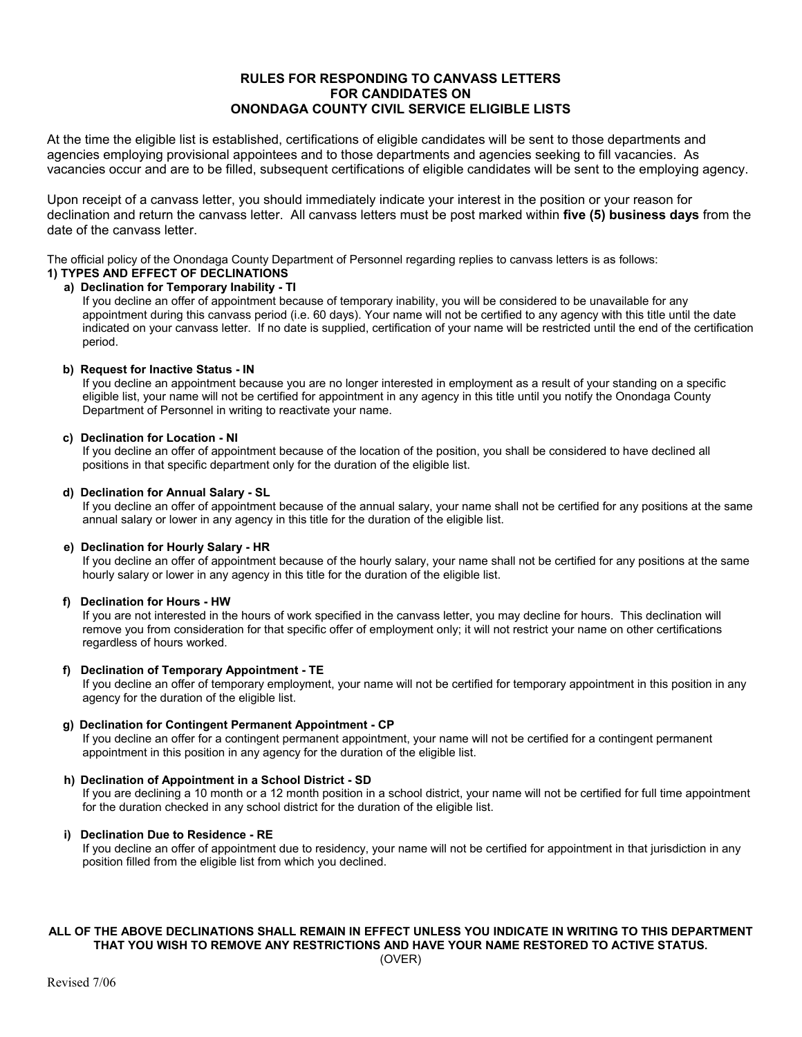# RULES FOR RESPONDING TO CANVASS LETTERS FOR CANDIDATES ON ONONDAGA COUNTY CIVIL SERVICE ELIGIBLE LISTS

At the time the eligible list is established, certifications of eligible candidates will be sent to those departments and agencies employing provisional appointees and to those departments and agencies seeking to fill vacancies. As vacancies occur and are to be filled, subsequent certifications of eligible candidates will be sent to the employing agency.

Upon receipt of a canvass letter, you should immediately indicate your interest in the position or your reason for declination and return the canvass letter. All canvass letters must be post marked within **five (5) business days** from the date of the canvass letter.

The official policy of the Onondaga County Department of Personnel regarding replies to canvass letters is as follows:

**1) TYPES AND EFFECT OF DECLINATIONS**

**a) Declination for Temporary Inability - TI**

If you decline an offer of appointment because of temporary inability, you will be considered to be unavailable for any appointment during this canvass period (i.e. 60 days). Your name will not be certified to any agency with this title until the date indicated on your canvass letter. If no date is supplied, certification of your name will be restricted until the end of the certification period.

**b) Request for Inactive Status - IN**

If you decline an appointment because you are no longer interested in employment as a result of your standing on a specific eligible list, your name will not be certified for appointment in any agency in this title until you notify the Onondaga County Department of Personnel in writing to reactivate your name.

**c) Declination for Location - NI**

If you decline an offer of appointment because of the location of the position, you shall be considered to have declined all positions in that specific department only for the duration of the eligible list.

**d) Declination for Annual Salary - SL**

If you decline an offer of appointment because of the annual salary, your name shall not be certified for any positions at the same annual salary or lower in any agency in this title for the duration of the eligible list.

**e) Declination for Hourly Salary - HR**

If you decline an offer of appointment because of the hourly salary, your name shall not be certified for any positions at the same hourly salary or lower in any agency in this title for the duration of the eligible list.

**f) Declination for Hours - HW**

If you are not interested in the hours of work specified in the canvass letter, you may decline for hours. This declination will remove you from consideration for that specific offer of employment only; it will not restrict your name on other certifications regardless of hours worked.

**f) Declination of Temporary Appointment - TE**

If you decline an offer of temporary employment, your name will not be certified for temporary appointment in this position in any agency for the duration of the eligible list.

**g) Declination for Contingent Permanent Appointment - CP**

If you decline an offer for a contingent permanent appointment, your name will not be certified for a contingent permanent appointment in this position in any agency for the duration of the eligible list.

**h) Declination of Appointment in a School District - SD**

If you are declining a 10 month or a 12 month position in a school district, your name will not be certified for full time appointment for the duration checked in any school district for the duration of the eligible list.

**i) Declination Due to Residence - RE**

If you decline an offer of appointment due to residency, your name will not be certified for appointment in that jurisdiction in any position filled from the eligible list from which you declined.

**ALL OF THE ABOVE DECLINATIONS SHALL REMAIN IN EFFECT UNLESS YOU INDICATE IN WRITING TO THIS DEPARTMENT THAT YOU WISH TO REMOVE ANY RESTRICTIONS AND HAVE YOUR NAME RESTORED TO ACTIVE STATUS.**

(OVER)

Revised 7/06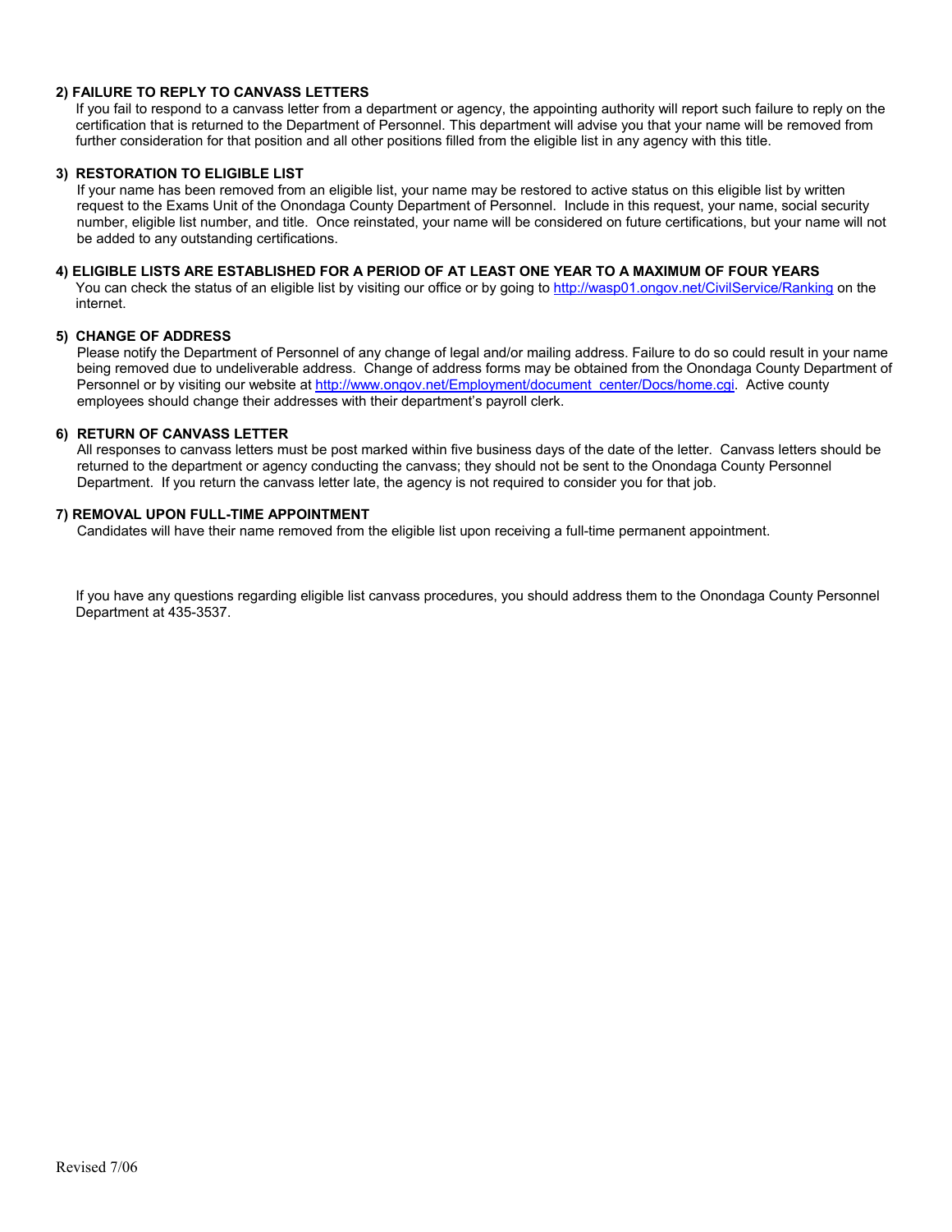**2) FAILURE TO REPLY TO CANVASS LETTERS**

If you fail to respond to a canvass letter from a department or agency, the appointing authority will report such failure to reply on the certification that is returned to the Department of Personnel. This department will advise you that your name will be removed from further consideration for that position and all other positions filled from the eligible list in any agency with this title.

**3) RESTORATION TO ELIGIBLE LIST**

If your name has been removed from an eligible list, your name may be restored to active status on this eligible list by written request to the Exams Unit of the Onondaga County Department of Personnel. Include in this request, your name, social security number, eligible list number, and title. Once reinstated, your name will be considered on future certifications, but your name will not be added to any outstanding certifications.

**4) ELIGIBLE LISTS ARE ESTABLISHED FOR A PERIOD OF AT LEAST ONE YEAR TO A MAXIMUM OF FOUR YEARS**

You can check the status of an eligible list by visiting our office or by going to http://wasp01.ongov.net/CivilService/Ranking on the internet.

**5) CHANGE OF ADDRESS**

Please notify the Department of Personnel of any change of legal and/or mailing address. Failure to do so could result in your name being removed due to undeliverable address. Change of address forms may be obtained from the Onondaga County Department of Personnel or by visiting our website at http://www.ongov.net/Employment/document_center/Docs/home.cgi. Active county employees should change their addresses with their department's payroll clerk.

**6) RETURN OF CANVASS LETTER**

All responses to canvass letters must be post marked within five business days of the date of the letter. Canvass letters should be returned to the department or agency conducting the canvass; they should not be sent to the Onondaga County Personnel Department. If you return the canvass letter late, the agency is not required to consider you for that job.

**7) REMOVAL UPON FULL-TIME APPOINTMENT**

Candidates will have their name removed from the eligible list upon receiving a full-time permanent appointment.

If you have any questions regarding eligible list canvass procedures, you should address them to the Onondaga County Personnel Department at 435-3537.

Revised 7/06